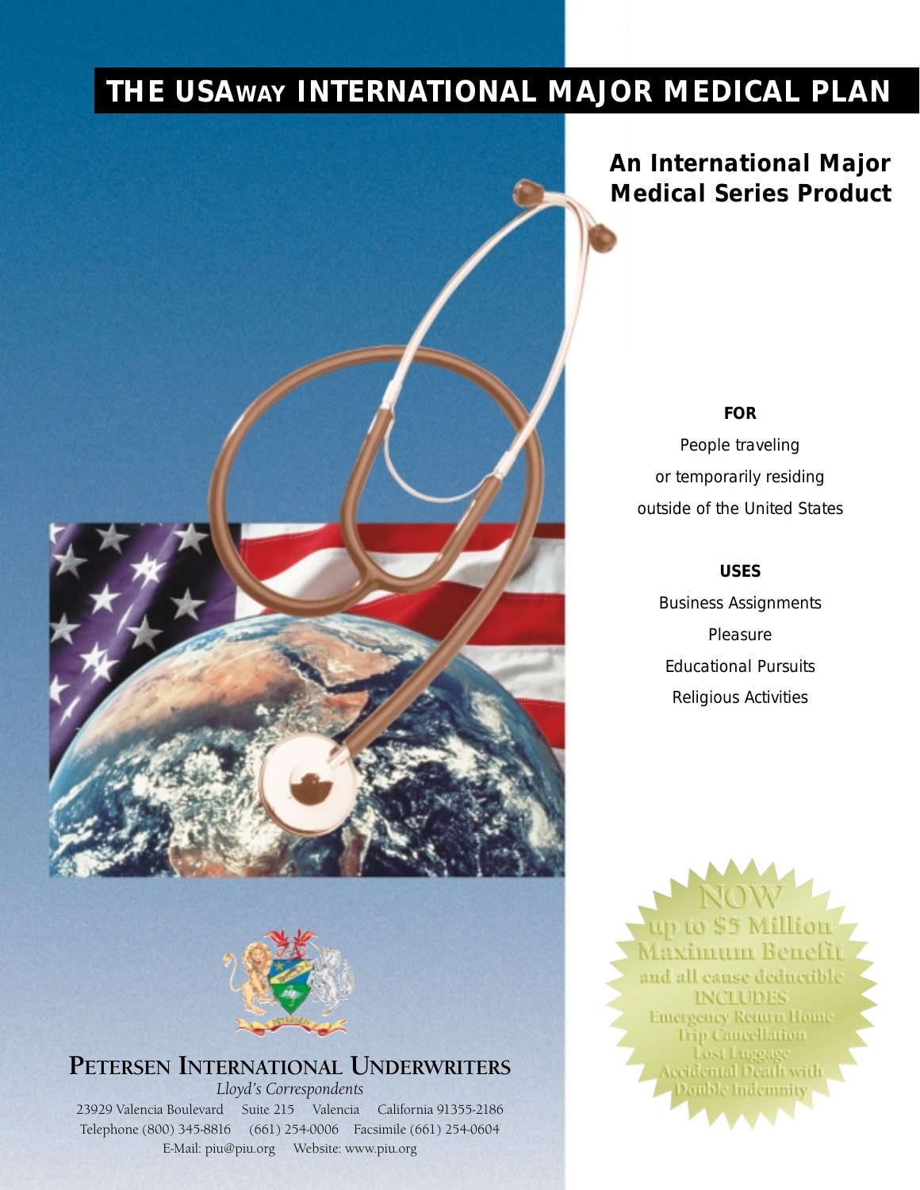# THE USAWAY INTERNATIONAL MAJOR MEDICAL PLAN

## An International Major Medical Series Product

**FOR**

People traveling
or temporarily residing
outside of the United States

**USES**

Business Assignments
Pleasure
Educational Pursuits
Religious Activities

NOW
up to $5 Million
Maximum Benefit
and all cause deductible
INCLUDES
Emergency Return Home
Trip Cancellation
Lost Luggage
Accidental Death with
Double Indemnity

**PETERSEN INTERNATIONAL UNDERWRITERS**

*Lloyd's Correspondents*

23929 Valencia Boulevard Suite 215 Valencia California 91355-2186
Telephone (800) 345-8816 (661) 254-0006 Facsimile (661) 254-0604
E-Mail: piu@piu.org Website: www.piu.org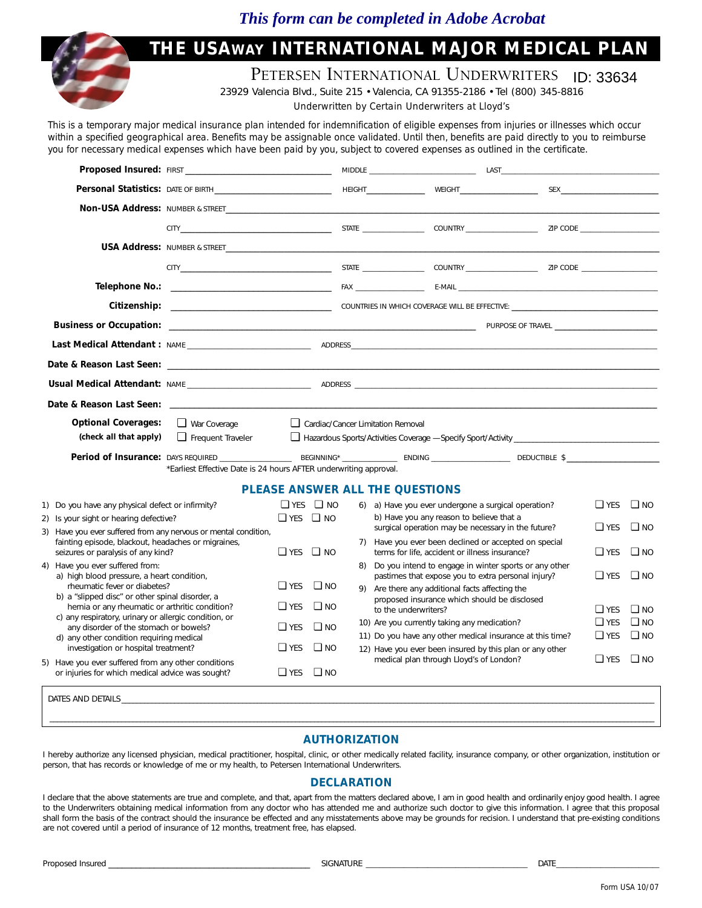*This form can be completed in Adobe Acrobat*

# THE USAWAY INTERNATIONAL MAJOR MEDICAL PLAN

PETERSEN INTERNATIONAL UNDERWRITERS ID: 33634

23929 Valencia Blvd., Suite 215 • Valencia, CA 91355-2186 • Tel (800) 345-8816

Underwritten by Certain Underwriters at Lloyd's

This is a temporary major medical insurance plan intended for indemnification of eligible expenses from injuries or illnesses which occur within a specified geographical area. Benefits may be assignable once validated. Until then, benefits are paid directly to you to reimburse you for necessary medical expenses which have been paid by you, subject to covered expenses as outlined in the certificate.

**Proposed Insured:** FIRST ____________ MIDDLE ____________ LAST ____________

**Personal Statistics:** DATE OF BIRTH ____________ HEIGHT ________ WEIGHT ________ SEX ________

**Non-USA Address:** NUMBER & STREET ____________

CITY ____________ STATE ________ COUNTRY ________ ZIP CODE ________

**USA Address:** NUMBER & STREET ____________

CITY ____________ STATE ________ COUNTRY ________ ZIP CODE ________

**Telephone No.:** ____________ FAX ________ E-MAIL ____________

**Citizenship:** ____________ COUNTRIES IN WHICH COVERAGE WILL BE EFFECTIVE: ____________

**Business or Occupation:** ____________ PURPOSE OF TRAVEL ____________

**Last Medical Attendant :** NAME ____________ ADDRESS ____________

**Date & Reason Last Seen:** ____________

**Usual Medical Attendant:** NAME ____________ ADDRESS ____________

**Date & Reason Last Seen:** ____________

**Optional Coverages:** (check all that apply)
- ☐ War Coverage
- ☐ Frequent Traveler
- ☐ Cardiac/Cancer Limitation Removal
- ☐ Hazardous Sports/Activities Coverage —Specify Sport/Activity ____________

**Period of Insurance:** DAYS REQUIRED ________ BEGINNING* ________ ENDING ________ DEDUCTIBLE $ ________

*Earliest Effective Date is 24 hours AFTER underwriting approval.

## PLEASE ANSWER ALL THE QUESTIONS

1) Do you have any physical defect or infirmity? ☐ YES ☐ NO
2) Is your sight or hearing defective? ☐ YES ☐ NO
3) Have you ever suffered from any nervous or mental condition, fainting episode, blackout, headaches or migraines, seizures or paralysis of any kind? ☐ YES ☐ NO
4) Have you ever suffered from:
   a) high blood pressure, a heart condition, rheumatic fever or diabetes? ☐ YES ☐ NO
   b) a "slipped disc" or other spinal disorder, a hernia or any rheumatic or arthritic condition? ☐ YES ☐ NO
   c) any respiratory, urinary or allergic condition, or any disorder of the stomach or bowels? ☐ YES ☐ NO
   d) any other condition requiring medical investigation or hospital treatment? ☐ YES ☐ NO
5) Have you ever suffered from any other conditions or injuries for which medical advice was sought? ☐ YES ☐ NO
6) a) Have you ever undergone a surgical operation? ☐ YES ☐ NO
   b) Have you any reason to believe that a surgical operation may be necessary in the future? ☐ YES ☐ NO
7) Have you ever been declined or accepted on special terms for life, accident or illness insurance? ☐ YES ☐ NO
8) Do you intend to engage in winter sports or any other pastimes that expose you to extra personal injury? ☐ YES ☐ NO
9) Are there any additional facts affecting the proposed insurance which should be disclosed to the underwriters? ☐ YES ☐ NO
10) Are you currently taking any medication? ☐ YES ☐ NO
11) Do you have any other medical insurance at this time? ☐ YES ☐ NO
12) Have you ever been insured by this plan or any other medical plan through Lloyd's of London? ☐ YES ☐ NO

DATES AND DETAILS ____________

## AUTHORIZATION

I hereby authorize any licensed physician, medical practitioner, hospital, clinic, or other medically related facility, insurance company, or other organization, institution or person, that has records or knowledge of me or my health, to Petersen International Underwriters.

## DECLARATION

I declare that the above statements are true and complete, and that, apart from the matters declared above, I am in good health and ordinarily enjoy good health. I agree to the Underwriters obtaining medical information from any doctor who has attended me and authorize such doctor to give this information. I agree that this proposal shall form the basis of the contract should the insurance be effected and any misstatements above may be grounds for recision. I understand that pre-existing conditions are not covered until a period of insurance of 12 months, treatment free, has elapsed.

Proposed Insured ____________ SIGNATURE ____________ DATE ____________

Form USA 10/07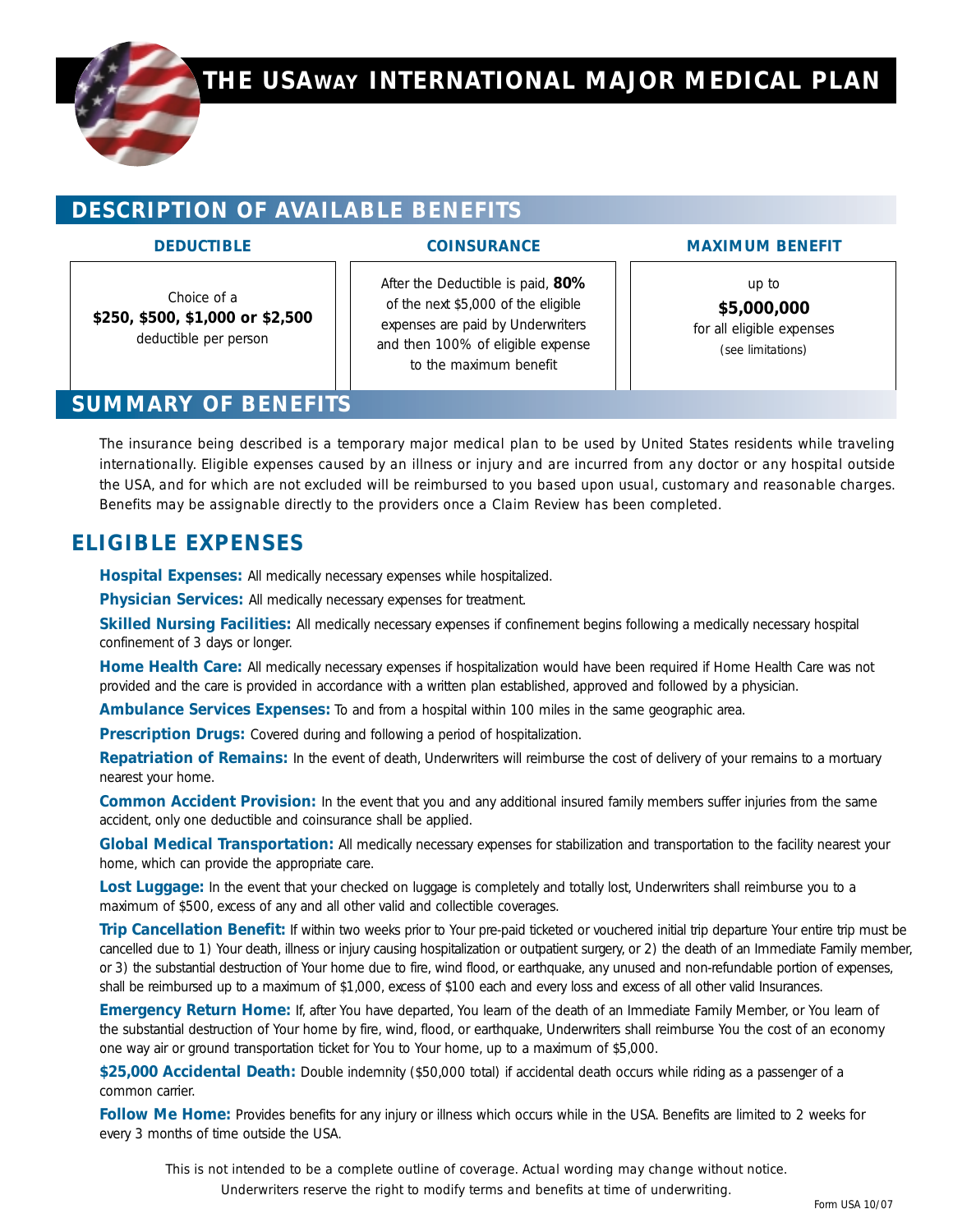# THE USAWAY INTERNATIONAL MAJOR MEDICAL PLAN

## DESCRIPTION OF AVAILABLE BENEFITS

| DEDUCTIBLE | COINSURANCE | MAXIMUM BENEFIT |
|---|---|---|
| Choice of a **$250, $500, $1,000 or $2,500** deductible per person | After the Deductible is paid, **80%** of the next $5,000 of the eligible expenses are paid by Underwriters and then 100% of eligible expense to the maximum benefit | up to **$5,000,000** for all eligible expenses *(see limitations)* |

## SUMMARY OF BENEFITS

The insurance being described is a temporary major medical plan to be used by United States residents while traveling internationally. Eligible expenses caused by an illness or injury and are incurred from any doctor or any hospital outside the USA, and for which are not excluded will be reimbursed to you based upon usual, customary and reasonable charges. Benefits may be assignable directly to the providers once a Claim Review has been completed.

## ELIGIBLE EXPENSES

**Hospital Expenses:** All medically necessary expenses while hospitalized.

**Physician Services:** All medically necessary expenses for treatment.

**Skilled Nursing Facilities:** All medically necessary expenses if confinement begins following a medically necessary hospital confinement of 3 days or longer.

**Home Health Care:** All medically necessary expenses if hospitalization would have been required if Home Health Care was not provided and the care is provided in accordance with a written plan established, approved and followed by a physician.

**Ambulance Services Expenses:** To and from a hospital within 100 miles in the same geographic area.

**Prescription Drugs:** Covered during and following a period of hospitalization.

**Repatriation of Remains:** In the event of death, Underwriters will reimburse the cost of delivery of your remains to a mortuary nearest your home.

**Common Accident Provision:** In the event that you and any additional insured family members suffer injuries from the same accident, only one deductible and coinsurance shall be applied.

**Global Medical Transportation:** All medically necessary expenses for stabilization and transportation to the facility nearest your home, which can provide the appropriate care.

**Lost Luggage:** In the event that your checked on luggage is completely and totally lost, Underwriters shall reimburse you to a maximum of $500, excess of any and all other valid and collectible coverages.

**Trip Cancellation Benefit:** If within two weeks prior to Your pre-paid ticketed or vouchered initial trip departure Your entire trip must be cancelled due to 1) Your death, illness or injury causing hospitalization or outpatient surgery, or 2) the death of an Immediate Family member, or 3) the substantial destruction of Your home due to fire, wind flood, or earthquake, any unused and non-refundable portion of expenses, shall be reimbursed up to a maximum of $1,000, excess of $100 each and every loss and excess of all other valid Insurances.

**Emergency Return Home:** If, after You have departed, You learn of the death of an Immediate Family Member, or You learn of the substantial destruction of Your home by fire, wind, flood, or earthquake, Underwriters shall reimburse You the cost of an economy one way air or ground transportation ticket for You to Your home, up to a maximum of $5,000.

**$25,000 Accidental Death:** Double indemnity ($50,000 total) if accidental death occurs while riding as a passenger of a common carrier.

**Follow Me Home:** Provides benefits for any injury or illness which occurs while in the USA. Benefits are limited to 2 weeks for every 3 months of time outside the USA.

This is not intended to be a complete outline of coverage. Actual wording may change without notice. Underwriters reserve the right to modify terms and benefits at time of underwriting.

Form USA 10/07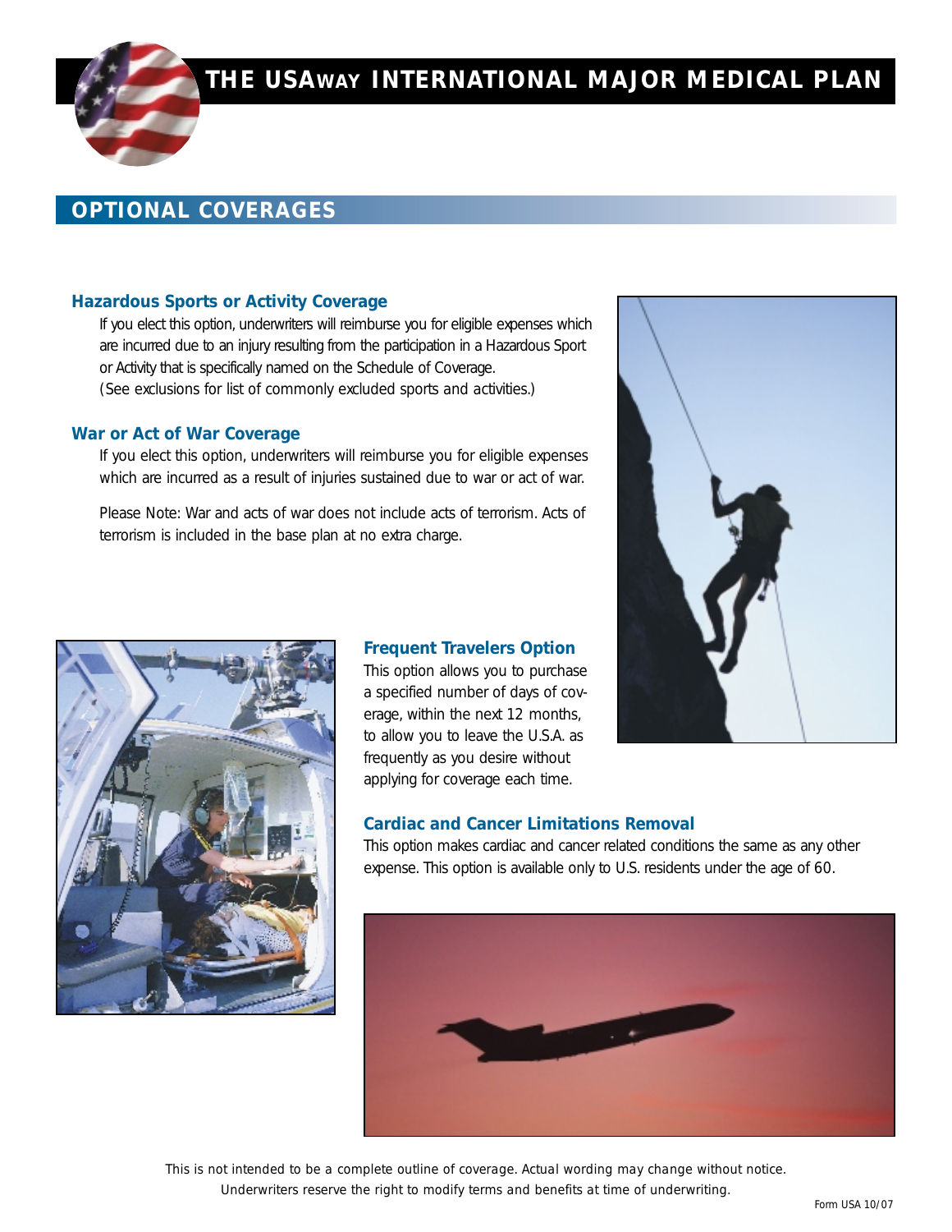# THE USAWAY INTERNATIONAL MAJOR MEDICAL PLAN

## OPTIONAL COVERAGES

### Hazardous Sports or Activity Coverage

If you elect this option, underwriters will reimburse you for eligible expenses which are incurred due to an injury resulting from the participation in a Hazardous Sport or Activity that is specifically named on the Schedule of Coverage. (See exclusions for list of commonly excluded sports and activities.)

### War or Act of War Coverage

If you elect this option, underwriters will reimburse you for eligible expenses which are incurred as a result of injuries sustained due to war or act of war.

Please Note: War and acts of war does not include acts of terrorism. Acts of terrorism is included in the base plan at no extra charge.

### Frequent Travelers Option

This option allows you to purchase a specified number of days of coverage, within the next 12 months, to allow you to leave the U.S.A. as frequently as you desire without applying for coverage each time.

### Cardiac and Cancer Limitations Removal

This option makes cardiac and cancer related conditions the same as any other expense. This option is available only to U.S. residents under the age of 60.

*This is not intended to be a complete outline of coverage. Actual wording may change without notice. Underwriters reserve the right to modify terms and benefits at time of underwriting.*

Form USA 10/07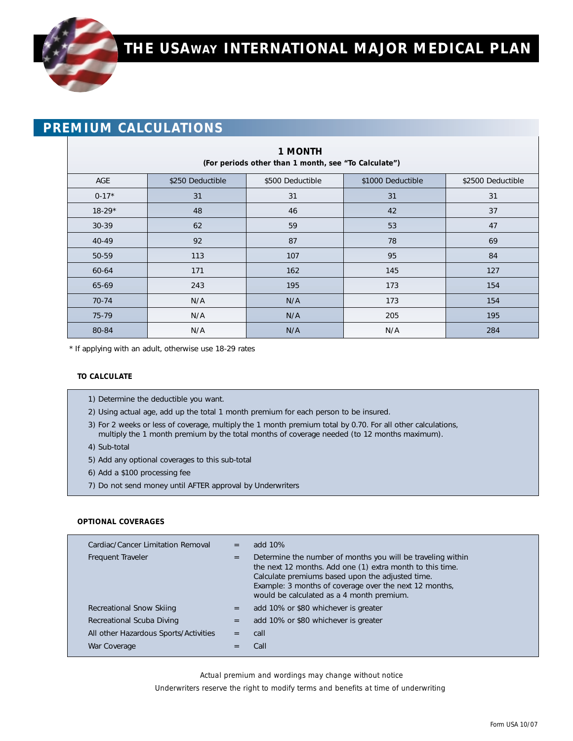# THE USAWAY INTERNATIONAL MAJOR MEDICAL PLAN

## PREMIUM CALCULATIONS

| **1 MONTH** (For periods other than 1 month, see "To Calculate") | | | | |
|---|---|---|---|---|
| AGE | $250 Deductible | $500 Deductible | $1000 Deductible | $2500 Deductible |
| 0-17* | 31 | 31 | 31 | 31 |
| 18-29* | 48 | 46 | 42 | 37 |
| 30-39 | 62 | 59 | 53 | 47 |
| 40-49 | 92 | 87 | 78 | 69 |
| 50-59 | 113 | 107 | 95 | 84 |
| 60-64 | 171 | 162 | 145 | 127 |
| 65-69 | 243 | 195 | 173 | 154 |
| 70-74 | N/A | N/A | 173 | 154 |
| 75-79 | N/A | N/A | 205 | 195 |
| 80-84 | N/A | N/A | N/A | 284 |

* If applying with an adult, otherwise use 18-29 rates

### TO CALCULATE

1) Determine the deductible you want.
2) Using actual age, add up the total 1 month premium for each person to be insured.
3) For 2 weeks or less of coverage, multiply the 1 month premium total by 0.70. For all other calculations, multiply the 1 month premium by the total months of coverage needed (to 12 months maximum).
4) Sub-total
5) Add any optional coverages to this sub-total
6) Add a $100 processing fee
7) Do not send money until AFTER approval by Underwriters

### OPTIONAL COVERAGES

| | | |
|---|---|---|
| Cardiac/Cancer Limitation Removal | = | add 10% |
| Frequent Traveler | = | Determine the number of months you will be traveling within the next 12 months. Add one (1) extra month to this time. Calculate premiums based upon the adjusted time. Example: 3 months of coverage over the next 12 months, would be calculated as a 4 month premium. |
| Recreational Snow Skiing | = | add 10% or $80 whichever is greater |
| Recreational Scuba Diving | = | add 10% or $80 whichever is greater |
| All other Hazardous Sports/Activities | = | call |
| War Coverage | = | Call |

*Actual premium and wordings may change without notice*

*Underwriters reserve the right to modify terms and benefits at time of underwriting*

Form USA 10/07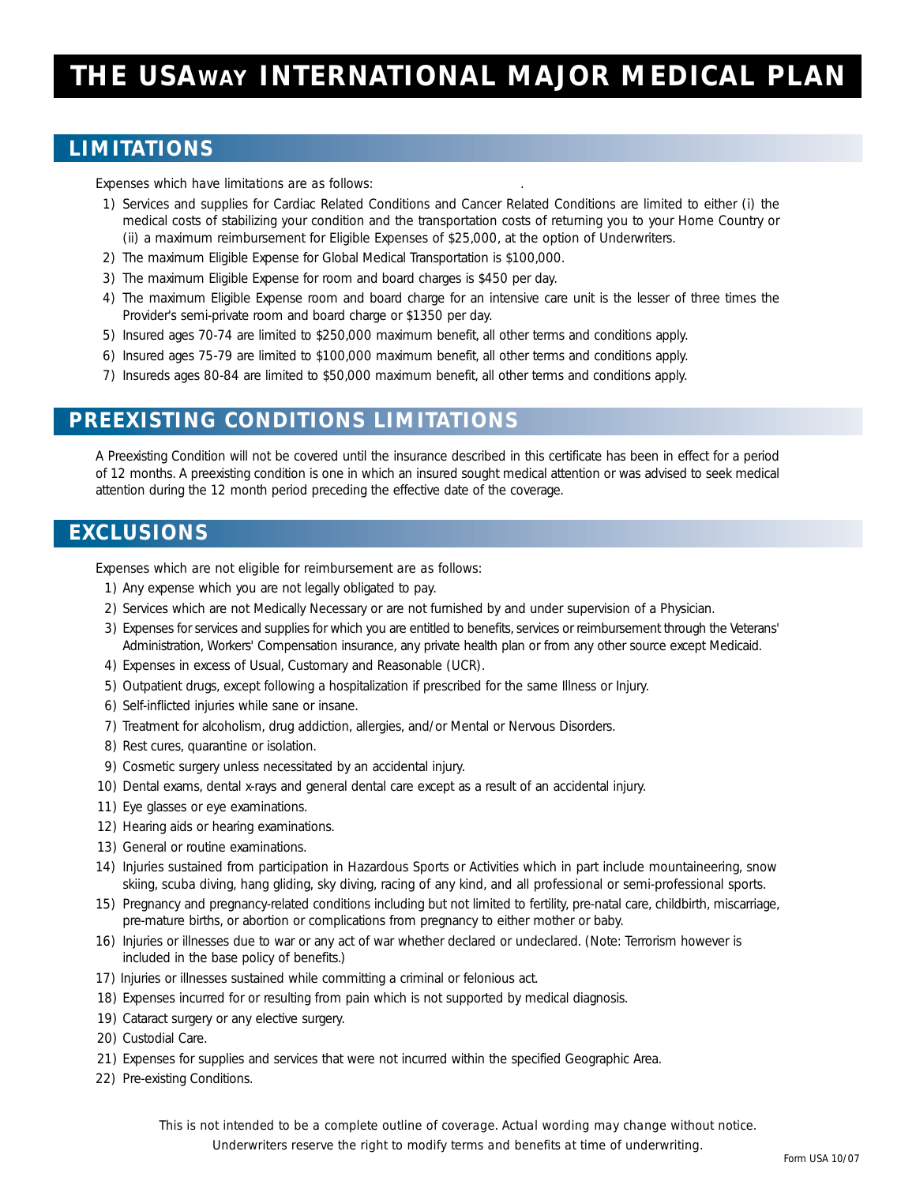# THE USAWAY INTERNATIONAL MAJOR MEDICAL PLAN

## LIMITATIONS

*Expenses which have limitations are as follows:*

1) Services and supplies for Cardiac Related Conditions and Cancer Related Conditions are limited to either (i) the medical costs of stabilizing your condition and the transportation costs of returning you to your Home Country or (ii) a maximum reimbursement for Eligible Expenses of $25,000, at the option of Underwriters.
2) The maximum Eligible Expense for Global Medical Transportation is $100,000.
3) The maximum Eligible Expense for room and board charges is $450 per day.
4) The maximum Eligible Expense room and board charge for an intensive care unit is the lesser of three times the Provider's semi-private room and board charge or $1350 per day.
5) Insured ages 70-74 are limited to $250,000 maximum benefit, all other terms and conditions apply.
6) Insured ages 75-79 are limited to $100,000 maximum benefit, all other terms and conditions apply.
7) Insureds ages 80-84 are limited to $50,000 maximum benefit, all other terms and conditions apply.

## PREEXISTING CONDITIONS LIMITATIONS

A Preexisting Condition will not be covered until the insurance described in this certificate has been in effect for a period of 12 months. A preexisting condition is one in which an insured sought medical attention or was advised to seek medical attention during the 12 month period preceding the effective date of the coverage.

## EXCLUSIONS

*Expenses which are not eligible for reimbursement are as follows:*

1) Any expense which you are not legally obligated to pay.
2) Services which are not Medically Necessary or are not furnished by and under supervision of a Physician.
3) Expenses for services and supplies for which you are entitled to benefits, services or reimbursement through the Veterans' Administration, Workers' Compensation insurance, any private health plan or from any other source except Medicaid.
4) Expenses in excess of Usual, Customary and Reasonable (UCR).
5) Outpatient drugs, except following a hospitalization if prescribed for the same Illness or Injury.
6) Self-inflicted injuries while sane or insane.
7) Treatment for alcoholism, drug addiction, allergies, and/or Mental or Nervous Disorders.
8) Rest cures, quarantine or isolation.
9) Cosmetic surgery unless necessitated by an accidental injury.
10) Dental exams, dental x-rays and general dental care except as a result of an accidental injury.
11) Eye glasses or eye examinations.
12) Hearing aids or hearing examinations.
13) General or routine examinations.
14) Injuries sustained from participation in Hazardous Sports or Activities which in part include mountaineering, snow skiing, scuba diving, hang gliding, sky diving, racing of any kind, and all professional or semi-professional sports.
15) Pregnancy and pregnancy-related conditions including but not limited to fertility, pre-natal care, childbirth, miscarriage, pre-mature births, or abortion or complications from pregnancy to either mother or baby.
16) Injuries or illnesses due to war or any act of war whether declared or undeclared. (Note: Terrorism however is included in the base policy of benefits.)
17) Injuries or illnesses sustained while committing a criminal or felonious act.
18) Expenses incurred for or resulting from pain which is not supported by medical diagnosis.
19) Cataract surgery or any elective surgery.
20) Custodial Care.
21) Expenses for supplies and services that were not incurred within the specified Geographic Area.
22) Pre-existing Conditions.

*This is not intended to be a complete outline of coverage. Actual wording may change without notice. Underwriters reserve the right to modify terms and benefits at time of underwriting.*

Form USA 10/07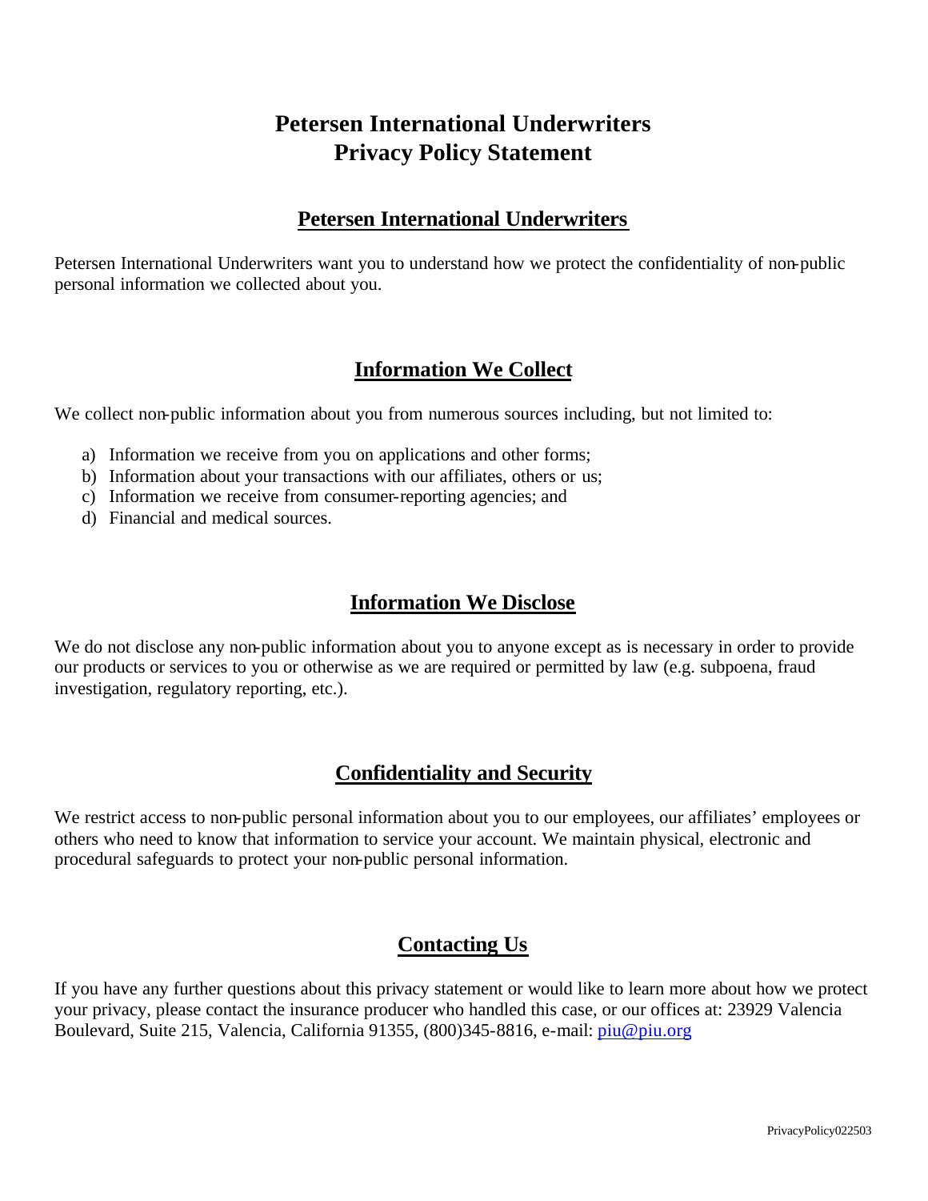# Petersen International Underwriters
# Privacy Policy Statement

## Petersen International Underwriters

Petersen International Underwriters want you to understand how we protect the confidentiality of non-public personal information we collected about you.

## Information We Collect

We collect non-public information about you from numerous sources including, but not limited to:

a) Information we receive from you on applications and other forms;
b) Information about your transactions with our affiliates, others or us;
c) Information we receive from consumer-reporting agencies; and
d) Financial and medical sources.

## Information We Disclose

We do not disclose any non-public information about you to anyone except as is necessary in order to provide our products or services to you or otherwise as we are required or permitted by law (e.g. subpoena, fraud investigation, regulatory reporting, etc.).

## Confidentiality and Security

We restrict access to non-public personal information about you to our employees, our affiliates' employees or others who need to know that information to service your account. We maintain physical, electronic and procedural safeguards to protect your non-public personal information.

## Contacting Us

If you have any further questions about this privacy statement or would like to learn more about how we protect your privacy, please contact the insurance producer who handled this case, or our offices at: 23929 Valencia Boulevard, Suite 215, Valencia, California 91355, (800)345-8816, e-mail: piu@piu.org

PrivacyPolicy022503